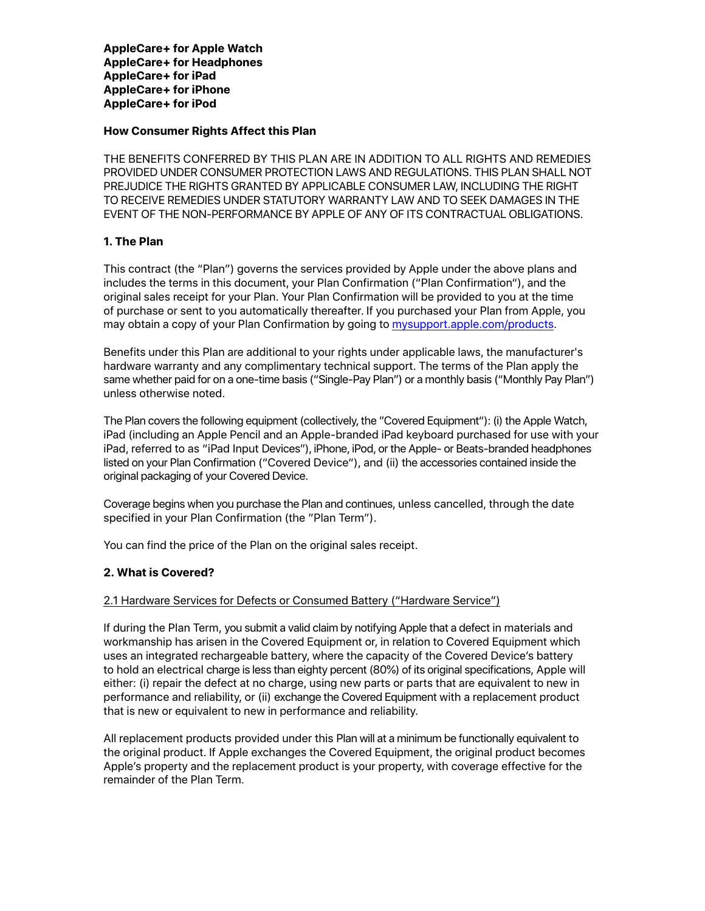**AppleCare+ for Apple Watch**
**AppleCare+ for Headphones**
**AppleCare+ for iPad**
**AppleCare+ for iPhone**
**AppleCare+ for iPod**

## How Consumer Rights Affect this Plan

THE BENEFITS CONFERRED BY THIS PLAN ARE IN ADDITION TO ALL RIGHTS AND REMEDIES PROVIDED UNDER CONSUMER PROTECTION LAWS AND REGULATIONS. THIS PLAN SHALL NOT PREJUDICE THE RIGHTS GRANTED BY APPLICABLE CONSUMER LAW, INCLUDING THE RIGHT TO RECEIVE REMEDIES UNDER STATUTORY WARRANTY LAW AND TO SEEK DAMAGES IN THE EVENT OF THE NON-PERFORMANCE BY APPLE OF ANY OF ITS CONTRACTUAL OBLIGATIONS.

## 1. The Plan

This contract (the "Plan") governs the services provided by Apple under the above plans and includes the terms in this document, your Plan Confirmation ("Plan Confirmation"), and the original sales receipt for your Plan. Your Plan Confirmation will be provided to you at the time of purchase or sent to you automatically thereafter. If you purchased your Plan from Apple, you may obtain a copy of your Plan Confirmation by going to [mysupport.apple.com/products](mysupport.apple.com/products).

Benefits under this Plan are additional to your rights under applicable laws, the manufacturer's hardware warranty and any complimentary technical support. The terms of the Plan apply the same whether paid for on a one-time basis ("Single-Pay Plan") or a monthly basis ("Monthly Pay Plan") unless otherwise noted.

The Plan covers the following equipment (collectively, the "Covered Equipment"): (i) the Apple Watch, iPad (including an Apple Pencil and an Apple-branded iPad keyboard purchased for use with your iPad, referred to as "iPad Input Devices"), iPhone, iPod, or the Apple- or Beats-branded headphones listed on your Plan Confirmation ("Covered Device"), and (ii) the accessories contained inside the original packaging of your Covered Device.

Coverage begins when you purchase the Plan and continues, unless cancelled, through the date specified in your Plan Confirmation (the "Plan Term").

You can find the price of the Plan on the original sales receipt.

## 2. What is Covered?

### 2.1 Hardware Services for Defects or Consumed Battery ("Hardware Service")

If during the Plan Term, you submit a valid claim by notifying Apple that a defect in materials and workmanship has arisen in the Covered Equipment or, in relation to Covered Equipment which uses an integrated rechargeable battery, where the capacity of the Covered Device's battery to hold an electrical charge is less than eighty percent (80%) of its original specifications, Apple will either: (i) repair the defect at no charge, using new parts or parts that are equivalent to new in performance and reliability, or (ii) exchange the Covered Equipment with a replacement product that is new or equivalent to new in performance and reliability.

All replacement products provided under this Plan will at a minimum be functionally equivalent to the original product. If Apple exchanges the Covered Equipment, the original product becomes Apple's property and the replacement product is your property, with coverage effective for the remainder of the Plan Term.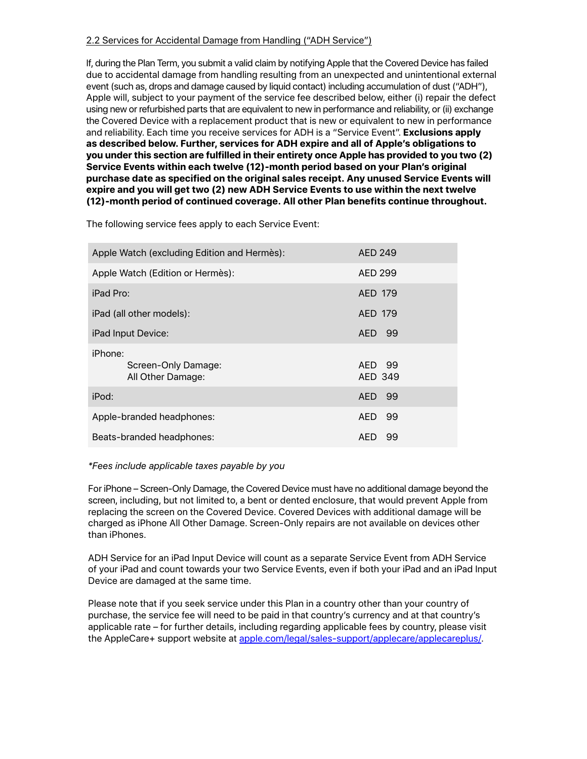<u>2.2 Services for Accidental Damage from Handling ("ADH Service")</u>

If, during the Plan Term, you submit a valid claim by notifying Apple that the Covered Device has failed due to accidental damage from handling resulting from an unexpected and unintentional external event (such as, drops and damage caused by liquid contact) including accumulation of dust ("ADH"), Apple will, subject to your payment of the service fee described below, either (i) repair the defect using new or refurbished parts that are equivalent to new in performance and reliability, or (ii) exchange the Covered Device with a replacement product that is new or equivalent to new in performance and reliability. Each time you receive services for ADH is a "Service Event". **Exclusions apply as described below. Further, services for ADH expire and all of Apple's obligations to you under this section are fulfilled in their entirety once Apple has provided to you two (2) Service Events within each twelve (12)-month period based on your Plan's original purchase date as specified on the original sales receipt. Any unused Service Events will expire and you will get two (2) new ADH Service Events to use within the next twelve (12)-month period of continued coverage. All other Plan benefits continue throughout.**

The following service fees apply to each Service Event:

| Device | Fee |
| --- | --- |
| Apple Watch (excluding Edition and Hermès): | AED 249 |
| Apple Watch (Edition or Hermès): | AED 299 |
| iPad Pro: | AED 179 |
| iPad (all other models): | AED 179 |
| iPad Input Device: | AED 99 |
| iPhone: | |
| Screen-Only Damage: | AED 99 |
| All Other Damage: | AED 349 |
| iPod: | AED 99 |
| Apple-branded headphones: | AED 99 |
| Beats-branded headphones: | AED 99 |

*\*Fees include applicable taxes payable by you*

For iPhone – Screen-Only Damage, the Covered Device must have no additional damage beyond the screen, including, but not limited to, a bent or dented enclosure, that would prevent Apple from replacing the screen on the Covered Device. Covered Devices with additional damage will be charged as iPhone All Other Damage. Screen-Only repairs are not available on devices other than iPhones.

ADH Service for an iPad Input Device will count as a separate Service Event from ADH Service of your iPad and count towards your two Service Events, even if both your iPad and an iPad Input Device are damaged at the same time.

Please note that if you seek service under this Plan in a country other than your country of purchase, the service fee will need to be paid in that country's currency and at that country's applicable rate – for further details, including regarding applicable fees by country, please visit the AppleCare+ support website at apple.com/legal/sales-support/applecare/applecareplus/.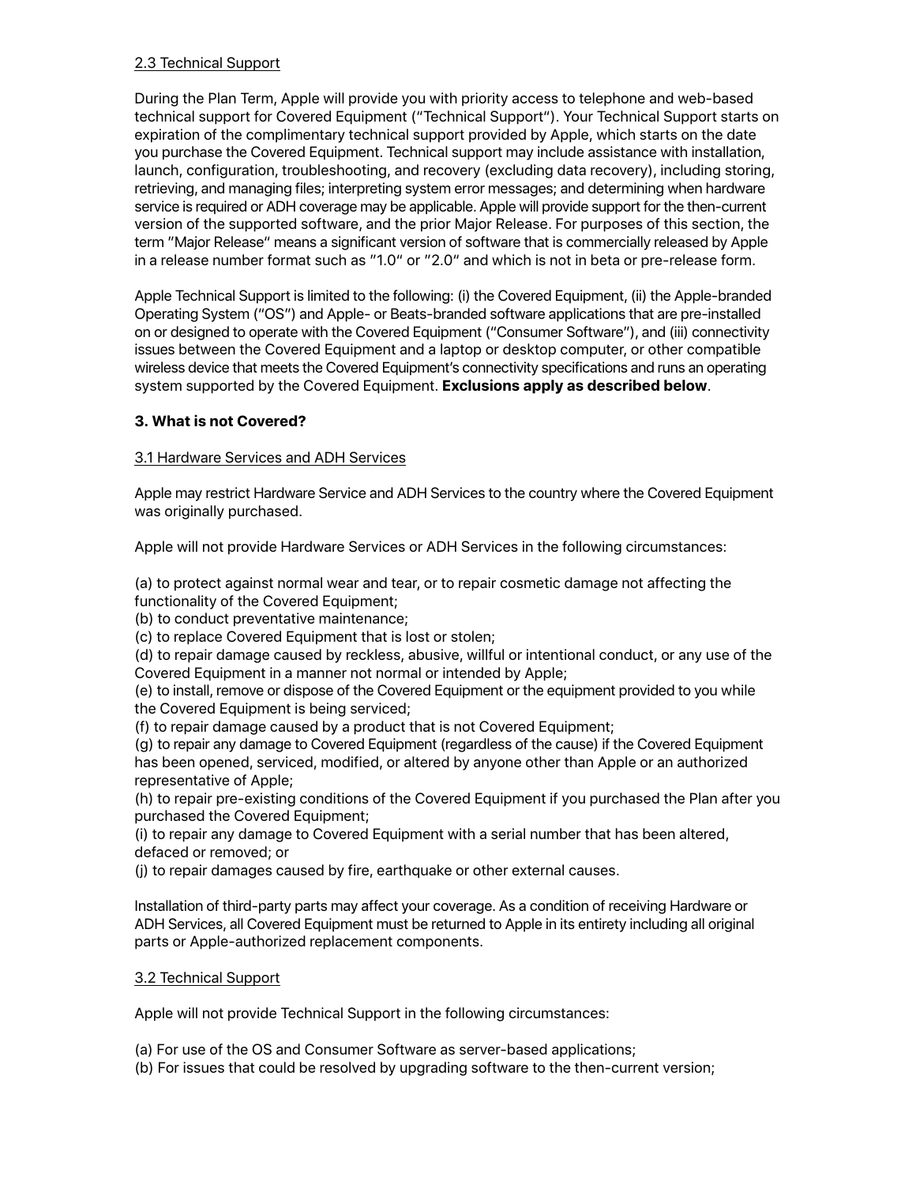2.3 Technical Support

During the Plan Term, Apple will provide you with priority access to telephone and web-based technical support for Covered Equipment ("Technical Support"). Your Technical Support starts on expiration of the complimentary technical support provided by Apple, which starts on the date you purchase the Covered Equipment. Technical support may include assistance with installation, launch, configuration, troubleshooting, and recovery (excluding data recovery), including storing, retrieving, and managing files; interpreting system error messages; and determining when hardware service is required or ADH coverage may be applicable. Apple will provide support for the then-current version of the supported software, and the prior Major Release. For purposes of this section, the term "Major Release" means a significant version of software that is commercially released by Apple in a release number format such as "1.0" or "2.0" and which is not in beta or pre-release form.

Apple Technical Support is limited to the following: (i) the Covered Equipment, (ii) the Apple-branded Operating System ("OS") and Apple- or Beats-branded software applications that are pre-installed on or designed to operate with the Covered Equipment ("Consumer Software"), and (iii) connectivity issues between the Covered Equipment and a laptop or desktop computer, or other compatible wireless device that meets the Covered Equipment's connectivity specifications and runs an operating system supported by the Covered Equipment. **Exclusions apply as described below**.

## 3. What is not Covered?

3.1 Hardware Services and ADH Services

Apple may restrict Hardware Service and ADH Services to the country where the Covered Equipment was originally purchased.

Apple will not provide Hardware Services or ADH Services in the following circumstances:

(a) to protect against normal wear and tear, or to repair cosmetic damage not affecting the functionality of the Covered Equipment;
(b) to conduct preventative maintenance;
(c) to replace Covered Equipment that is lost or stolen;
(d) to repair damage caused by reckless, abusive, willful or intentional conduct, or any use of the Covered Equipment in a manner not normal or intended by Apple;
(e) to install, remove or dispose of the Covered Equipment or the equipment provided to you while the Covered Equipment is being serviced;
(f) to repair damage caused by a product that is not Covered Equipment;
(g) to repair any damage to Covered Equipment (regardless of the cause) if the Covered Equipment has been opened, serviced, modified, or altered by anyone other than Apple or an authorized representative of Apple;
(h) to repair pre-existing conditions of the Covered Equipment if you purchased the Plan after you purchased the Covered Equipment;
(i) to repair any damage to Covered Equipment with a serial number that has been altered, defaced or removed; or
(j) to repair damages caused by fire, earthquake or other external causes.

Installation of third-party parts may affect your coverage. As a condition of receiving Hardware or ADH Services, all Covered Equipment must be returned to Apple in its entirety including all original parts or Apple-authorized replacement components.

3.2 Technical Support

Apple will not provide Technical Support in the following circumstances:

(a) For use of the OS and Consumer Software as server-based applications;
(b) For issues that could be resolved by upgrading software to the then-current version;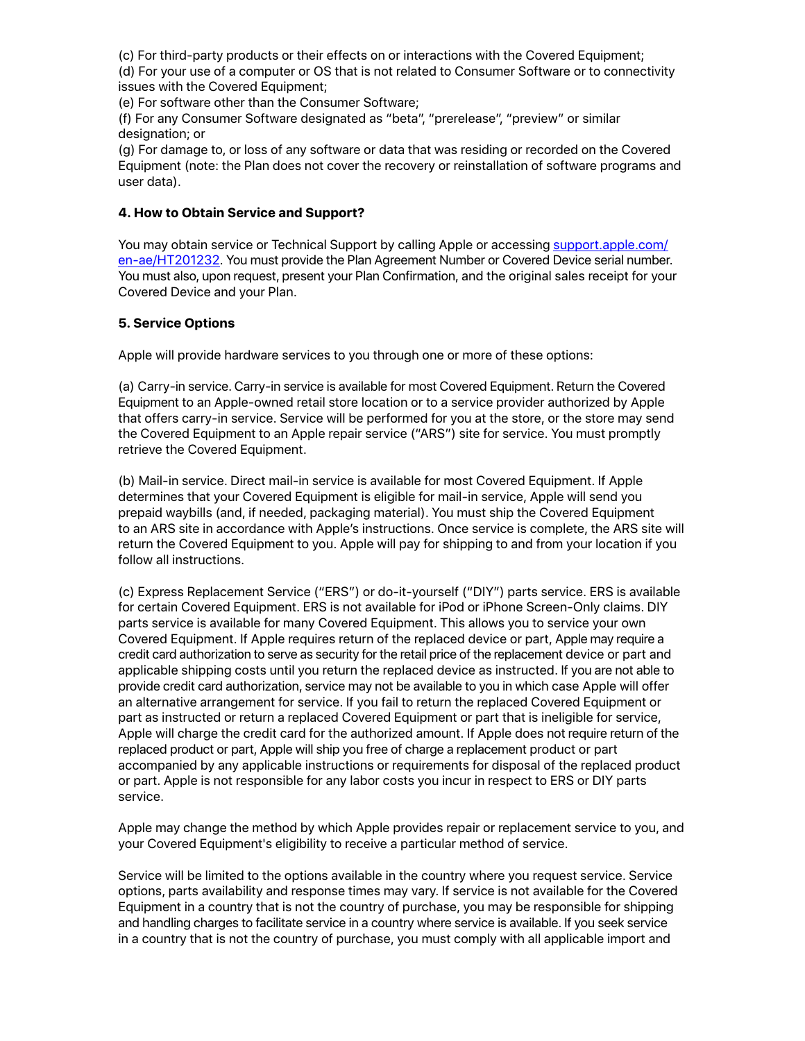(c) For third-party products or their effects on or interactions with the Covered Equipment;
(d) For your use of a computer or OS that is not related to Consumer Software or to connectivity issues with the Covered Equipment;
(e) For software other than the Consumer Software;
(f) For any Consumer Software designated as "beta", "prerelease", "preview" or similar designation; or
(g) For damage to, or loss of any software or data that was residing or recorded on the Covered Equipment (note: the Plan does not cover the recovery or reinstallation of software programs and user data).

**4. How to Obtain Service and Support?**

You may obtain service or Technical Support by calling Apple or accessing [support.apple.com/en-ae/HT201232](support.apple.com/en-ae/HT201232). You must provide the Plan Agreement Number or Covered Device serial number. You must also, upon request, present your Plan Confirmation, and the original sales receipt for your Covered Device and your Plan.

**5. Service Options**

Apple will provide hardware services to you through one or more of these options:

(a) Carry-in service. Carry-in service is available for most Covered Equipment. Return the Covered Equipment to an Apple-owned retail store location or to a service provider authorized by Apple that offers carry-in service. Service will be performed for you at the store, or the store may send the Covered Equipment to an Apple repair service ("ARS") site for service. You must promptly retrieve the Covered Equipment.

(b) Mail-in service. Direct mail-in service is available for most Covered Equipment. If Apple determines that your Covered Equipment is eligible for mail-in service, Apple will send you prepaid waybills (and, if needed, packaging material). You must ship the Covered Equipment to an ARS site in accordance with Apple's instructions. Once service is complete, the ARS site will return the Covered Equipment to you. Apple will pay for shipping to and from your location if you follow all instructions.

(c) Express Replacement Service ("ERS") or do-it-yourself ("DIY") parts service. ERS is available for certain Covered Equipment. ERS is not available for iPod or iPhone Screen-Only claims. DIY parts service is available for many Covered Equipment. This allows you to service your own Covered Equipment. If Apple requires return of the replaced device or part, Apple may require a credit card authorization to serve as security for the retail price of the replacement device or part and applicable shipping costs until you return the replaced device as instructed. If you are not able to provide credit card authorization, service may not be available to you in which case Apple will offer an alternative arrangement for service. If you fail to return the replaced Covered Equipment or part as instructed or return a replaced Covered Equipment or part that is ineligible for service, Apple will charge the credit card for the authorized amount. If Apple does not require return of the replaced product or part, Apple will ship you free of charge a replacement product or part accompanied by any applicable instructions or requirements for disposal of the replaced product or part. Apple is not responsible for any labor costs you incur in respect to ERS or DIY parts service.

Apple may change the method by which Apple provides repair or replacement service to you, and your Covered Equipment's eligibility to receive a particular method of service.

Service will be limited to the options available in the country where you request service. Service options, parts availability and response times may vary. If service is not available for the Covered Equipment in a country that is not the country of purchase, you may be responsible for shipping and handling charges to facilitate service in a country where service is available. If you seek service in a country that is not the country of purchase, you must comply with all applicable import and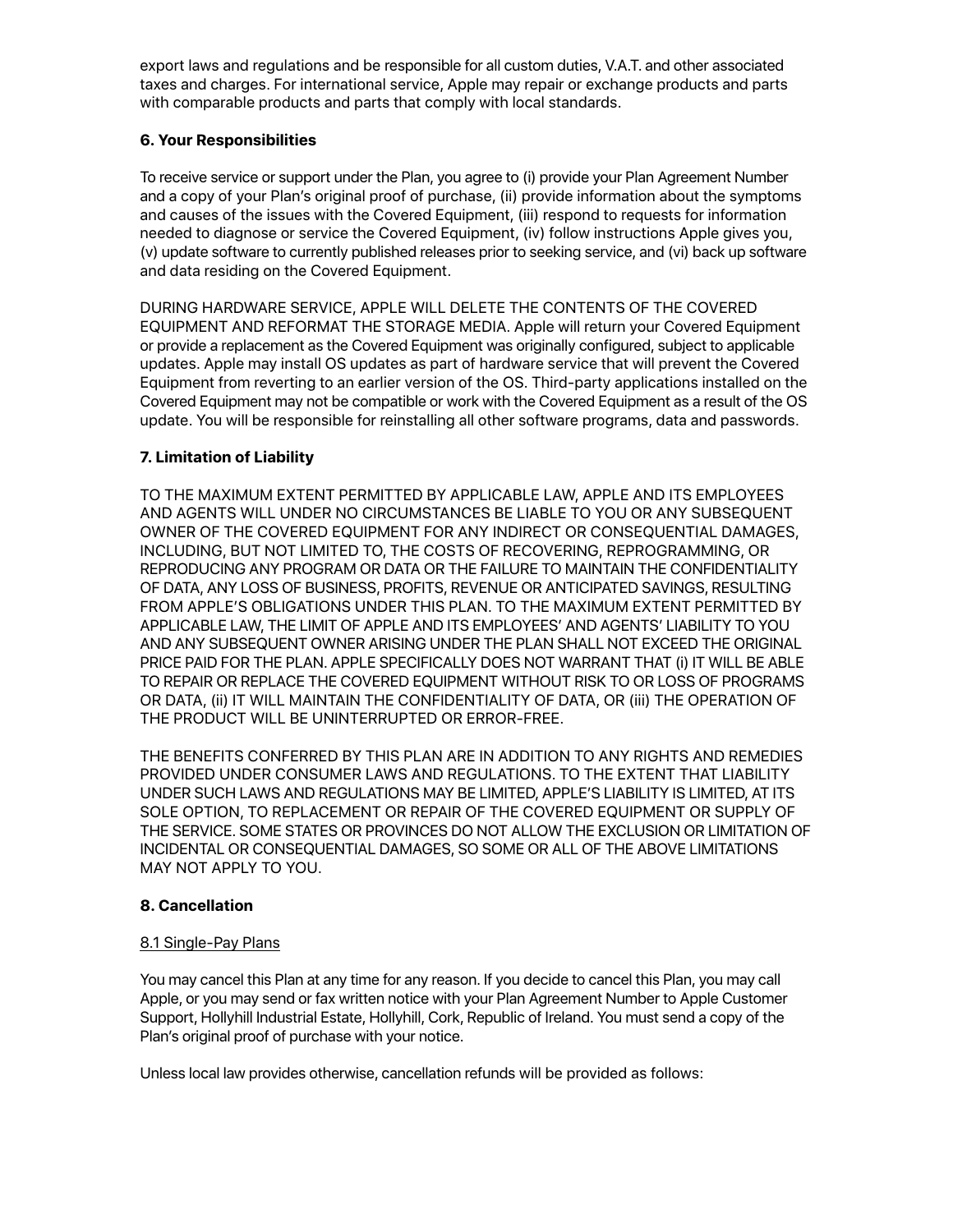export laws and regulations and be responsible for all custom duties, V.A.T. and other associated taxes and charges. For international service, Apple may repair or exchange products and parts with comparable products and parts that comply with local standards.

### 6. Your Responsibilities

To receive service or support under the Plan, you agree to (i) provide your Plan Agreement Number and a copy of your Plan's original proof of purchase, (ii) provide information about the symptoms and causes of the issues with the Covered Equipment, (iii) respond to requests for information needed to diagnose or service the Covered Equipment, (iv) follow instructions Apple gives you, (v) update software to currently published releases prior to seeking service, and (vi) back up software and data residing on the Covered Equipment.

DURING HARDWARE SERVICE, APPLE WILL DELETE THE CONTENTS OF THE COVERED EQUIPMENT AND REFORMAT THE STORAGE MEDIA. Apple will return your Covered Equipment or provide a replacement as the Covered Equipment was originally configured, subject to applicable updates. Apple may install OS updates as part of hardware service that will prevent the Covered Equipment from reverting to an earlier version of the OS. Third-party applications installed on the Covered Equipment may not be compatible or work with the Covered Equipment as a result of the OS update. You will be responsible for reinstalling all other software programs, data and passwords.

### 7. Limitation of Liability

TO THE MAXIMUM EXTENT PERMITTED BY APPLICABLE LAW, APPLE AND ITS EMPLOYEES AND AGENTS WILL UNDER NO CIRCUMSTANCES BE LIABLE TO YOU OR ANY SUBSEQUENT OWNER OF THE COVERED EQUIPMENT FOR ANY INDIRECT OR CONSEQUENTIAL DAMAGES, INCLUDING, BUT NOT LIMITED TO, THE COSTS OF RECOVERING, REPROGRAMMING, OR REPRODUCING ANY PROGRAM OR DATA OR THE FAILURE TO MAINTAIN THE CONFIDENTIALITY OF DATA, ANY LOSS OF BUSINESS, PROFITS, REVENUE OR ANTICIPATED SAVINGS, RESULTING FROM APPLE'S OBLIGATIONS UNDER THIS PLAN. TO THE MAXIMUM EXTENT PERMITTED BY APPLICABLE LAW, THE LIMIT OF APPLE AND ITS EMPLOYEES' AND AGENTS' LIABILITY TO YOU AND ANY SUBSEQUENT OWNER ARISING UNDER THE PLAN SHALL NOT EXCEED THE ORIGINAL PRICE PAID FOR THE PLAN. APPLE SPECIFICALLY DOES NOT WARRANT THAT (i) IT WILL BE ABLE TO REPAIR OR REPLACE THE COVERED EQUIPMENT WITHOUT RISK TO OR LOSS OF PROGRAMS OR DATA, (ii) IT WILL MAINTAIN THE CONFIDENTIALITY OF DATA, OR (iii) THE OPERATION OF THE PRODUCT WILL BE UNINTERRUPTED OR ERROR-FREE.

THE BENEFITS CONFERRED BY THIS PLAN ARE IN ADDITION TO ANY RIGHTS AND REMEDIES PROVIDED UNDER CONSUMER LAWS AND REGULATIONS. TO THE EXTENT THAT LIABILITY UNDER SUCH LAWS AND REGULATIONS MAY BE LIMITED, APPLE'S LIABILITY IS LIMITED, AT ITS SOLE OPTION, TO REPLACEMENT OR REPAIR OF THE COVERED EQUIPMENT OR SUPPLY OF THE SERVICE. SOME STATES OR PROVINCES DO NOT ALLOW THE EXCLUSION OR LIMITATION OF INCIDENTAL OR CONSEQUENTIAL DAMAGES, SO SOME OR ALL OF THE ABOVE LIMITATIONS MAY NOT APPLY TO YOU.

### 8. Cancellation

<u>8.1 Single-Pay Plans</u>

You may cancel this Plan at any time for any reason. If you decide to cancel this Plan, you may call Apple, or you may send or fax written notice with your Plan Agreement Number to Apple Customer Support, Hollyhill Industrial Estate, Hollyhill, Cork, Republic of Ireland. You must send a copy of the Plan's original proof of purchase with your notice.

Unless local law provides otherwise, cancellation refunds will be provided as follows: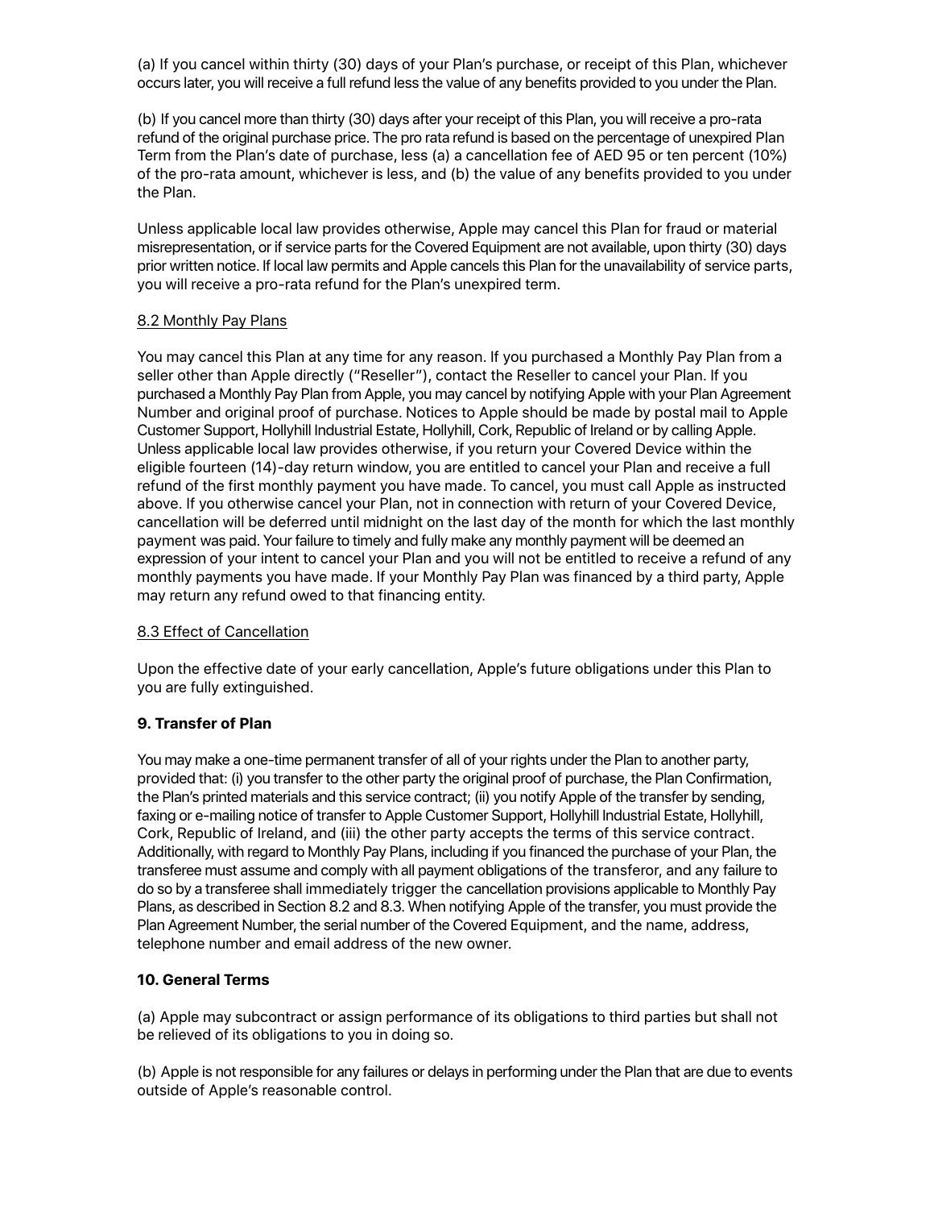(a) If you cancel within thirty (30) days of your Plan's purchase, or receipt of this Plan, whichever occurs later, you will receive a full refund less the value of any benefits provided to you under the Plan.

(b) If you cancel more than thirty (30) days after your receipt of this Plan, you will receive a pro-rata refund of the original purchase price. The pro rata refund is based on the percentage of unexpired Plan Term from the Plan's date of purchase, less (a) a cancellation fee of AED 95 or ten percent (10%) of the pro-rata amount, whichever is less, and (b) the value of any benefits provided to you under the Plan.

Unless applicable local law provides otherwise, Apple may cancel this Plan for fraud or material misrepresentation, or if service parts for the Covered Equipment are not available, upon thirty (30) days prior written notice. If local law permits and Apple cancels this Plan for the unavailability of service parts, you will receive a pro-rata refund for the Plan's unexpired term.

8.2 Monthly Pay Plans

You may cancel this Plan at any time for any reason. If you purchased a Monthly Pay Plan from a seller other than Apple directly ("Reseller"), contact the Reseller to cancel your Plan. If you purchased a Monthly Pay Plan from Apple, you may cancel by notifying Apple with your Plan Agreement Number and original proof of purchase. Notices to Apple should be made by postal mail to Apple Customer Support, Hollyhill Industrial Estate, Hollyhill, Cork, Republic of Ireland or by calling Apple. Unless applicable local law provides otherwise, if you return your Covered Device within the eligible fourteen (14)-day return window, you are entitled to cancel your Plan and receive a full refund of the first monthly payment you have made. To cancel, you must call Apple as instructed above. If you otherwise cancel your Plan, not in connection with return of your Covered Device, cancellation will be deferred until midnight on the last day of the month for which the last monthly payment was paid. Your failure to timely and fully make any monthly payment will be deemed an expression of your intent to cancel your Plan and you will not be entitled to receive a refund of any monthly payments you have made. If your Monthly Pay Plan was financed by a third party, Apple may return any refund owed to that financing entity.

8.3 Effect of Cancellation

Upon the effective date of your early cancellation, Apple's future obligations under this Plan to you are fully extinguished.

**9. Transfer of Plan**

You may make a one-time permanent transfer of all of your rights under the Plan to another party, provided that: (i) you transfer to the other party the original proof of purchase, the Plan Confirmation, the Plan's printed materials and this service contract; (ii) you notify Apple of the transfer by sending, faxing or e-mailing notice of transfer to Apple Customer Support, Hollyhill Industrial Estate, Hollyhill, Cork, Republic of Ireland, and (iii) the other party accepts the terms of this service contract. Additionally, with regard to Monthly Pay Plans, including if you financed the purchase of your Plan, the transferee must assume and comply with all payment obligations of the transferor, and any failure to do so by a transferee shall immediately trigger the cancellation provisions applicable to Monthly Pay Plans, as described in Section 8.2 and 8.3. When notifying Apple of the transfer, you must provide the Plan Agreement Number, the serial number of the Covered Equipment, and the name, address, telephone number and email address of the new owner.

**10. General Terms**

(a) Apple may subcontract or assign performance of its obligations to third parties but shall not be relieved of its obligations to you in doing so.

(b) Apple is not responsible for any failures or delays in performing under the Plan that are due to events outside of Apple's reasonable control.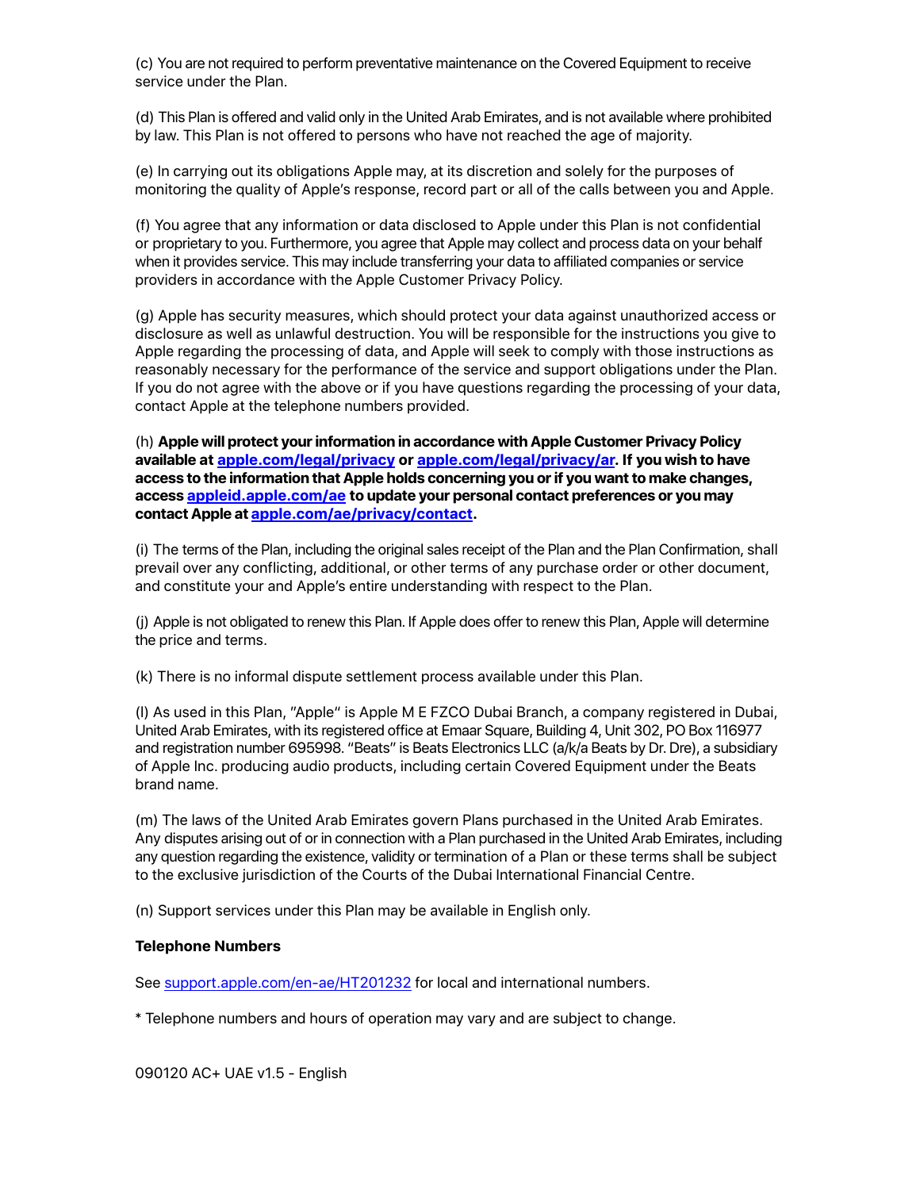(c) You are not required to perform preventative maintenance on the Covered Equipment to receive service under the Plan.

(d) This Plan is offered and valid only in the United Arab Emirates, and is not available where prohibited by law. This Plan is not offered to persons who have not reached the age of majority.

(e) In carrying out its obligations Apple may, at its discretion and solely for the purposes of monitoring the quality of Apple's response, record part or all of the calls between you and Apple.

(f) You agree that any information or data disclosed to Apple under this Plan is not confidential or proprietary to you. Furthermore, you agree that Apple may collect and process data on your behalf when it provides service. This may include transferring your data to affiliated companies or service providers in accordance with the Apple Customer Privacy Policy.

(g) Apple has security measures, which should protect your data against unauthorized access or disclosure as well as unlawful destruction. You will be responsible for the instructions you give to Apple regarding the processing of data, and Apple will seek to comply with those instructions as reasonably necessary for the performance of the service and support obligations under the Plan. If you do not agree with the above or if you have questions regarding the processing of your data, contact Apple at the telephone numbers provided.

(h) **Apple will protect your information in accordance with Apple Customer Privacy Policy available at [apple.com/legal/privacy](apple.com/legal/privacy) or [apple.com/legal/privacy/ar](apple.com/legal/privacy/ar). If you wish to have access to the information that Apple holds concerning you or if you want to make changes, access [appleid.apple.com/ae](appleid.apple.com/ae) to update your personal contact preferences or you may contact Apple at [apple.com/ae/privacy/contact](apple.com/ae/privacy/contact).**

(i) The terms of the Plan, including the original sales receipt of the Plan and the Plan Confirmation, shall prevail over any conflicting, additional, or other terms of any purchase order or other document, and constitute your and Apple's entire understanding with respect to the Plan.

(j) Apple is not obligated to renew this Plan. If Apple does offer to renew this Plan, Apple will determine the price and terms.

(k) There is no informal dispute settlement process available under this Plan.

(l) As used in this Plan, "Apple" is Apple M E FZCO Dubai Branch, a company registered in Dubai, United Arab Emirates, with its registered office at Emaar Square, Building 4, Unit 302, PO Box 116977 and registration number 695998. "Beats" is Beats Electronics LLC (a/k/a Beats by Dr. Dre), a subsidiary of Apple Inc. producing audio products, including certain Covered Equipment under the Beats brand name.

(m) The laws of the United Arab Emirates govern Plans purchased in the United Arab Emirates. Any disputes arising out of or in connection with a Plan purchased in the United Arab Emirates, including any question regarding the existence, validity or termination of a Plan or these terms shall be subject to the exclusive jurisdiction of the Courts of the Dubai International Financial Centre.

(n) Support services under this Plan may be available in English only.

**Telephone Numbers**

See [support.apple.com/en-ae/HT201232](support.apple.com/en-ae/HT201232) for local and international numbers.

* Telephone numbers and hours of operation may vary and are subject to change.

090120 AC+ UAE v1.5 - English